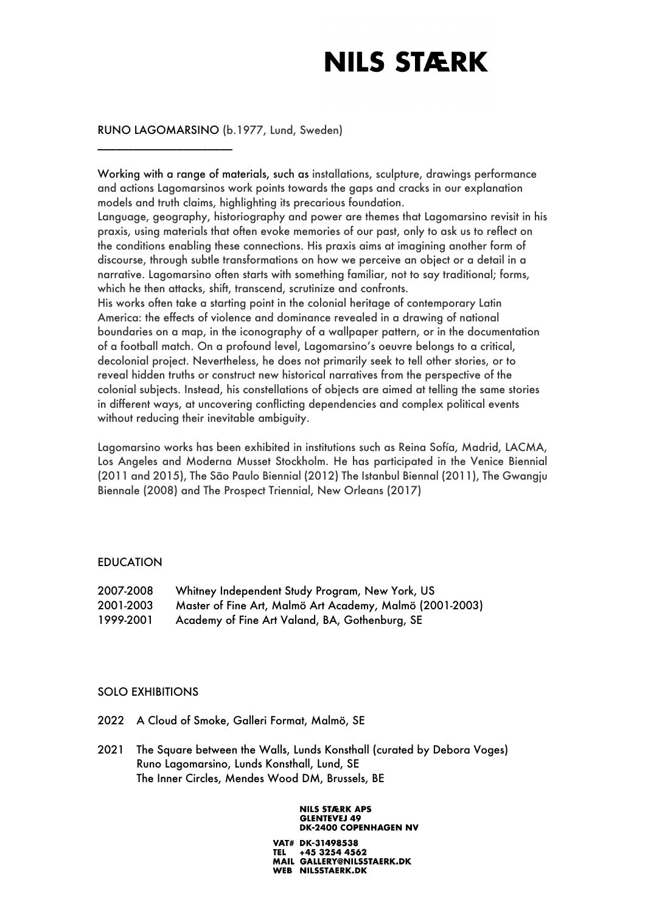# NILS STÆRK

RUNO LAGOMARSINO (b.1977, Lund, Sweden)

---

Working with a range of materials, such as installations, sculpture, drawings performance and actions Lagomarsinos work points towards the gaps and cracks in our explanation models and truth claims, highlighting its precarious foundation.
Language, geography, historiography and power are themes that Lagomarsino revisit in his praxis, using materials that often evoke memories of our past, only to ask us to reflect on the conditions enabling these connections. His praxis aims at imagining another form of discourse, through subtle transformations on how we perceive an object or a detail in a narrative. Lagomarsino often starts with something familiar, not to say traditional; forms, which he then attacks, shift, transcend, scrutinize and confronts.
His works often take a starting point in the colonial heritage of contemporary Latin America: the effects of violence and dominance revealed in a drawing of national boundaries on a map, in the iconography of a wallpaper pattern, or in the documentation of a football match. On a profound level, Lagomarsino's oeuvre belongs to a critical, decolonial project. Nevertheless, he does not primarily seek to tell other stories, or to reveal hidden truths or construct new historical narratives from the perspective of the colonial subjects. Instead, his constellations of objects are aimed at telling the same stories in different ways, at uncovering conflicting dependencies and complex political events without reducing their inevitable ambiguity.

Lagomarsino works has been exhibited in institutions such as Reina Sofía, Madrid, LACMA, Los Angeles and Moderna Musset Stockholm. He has participated in the Venice Biennial (2011 and 2015), The São Paulo Biennial (2012) The Istanbul Biennal (2011), The Gwangju Biennale (2008) and The Prospect Triennial, New Orleans (2017)

## EDUCATION

2007-2008 Whitney Independent Study Program, New York, US
2001-2003 Master of Fine Art, Malmö Art Academy, Malmö (2001-2003)
1999-2001 Academy of Fine Art Valand, BA, Gothenburg, SE

## SOLO EXHIBITIONS

2022 A Cloud of Smoke, Galleri Format, Malmö, SE

2021 The Square between the Walls, Lunds Konsthall (curated by Debora Voges)
Runo Lagomarsino, Lunds Konsthall, Lund, SE
The Inner Circles, Mendes Wood DM, Brussels, BE

NILS STÆRK APS
GLENTEVEJ 49
DK-2400 COPENHAGEN NV

VAT# DK-31498538
TEL +45 3254 4562
MAIL GALLERY@NILSSTAERK.DK
WEB NILSSTAERK.DK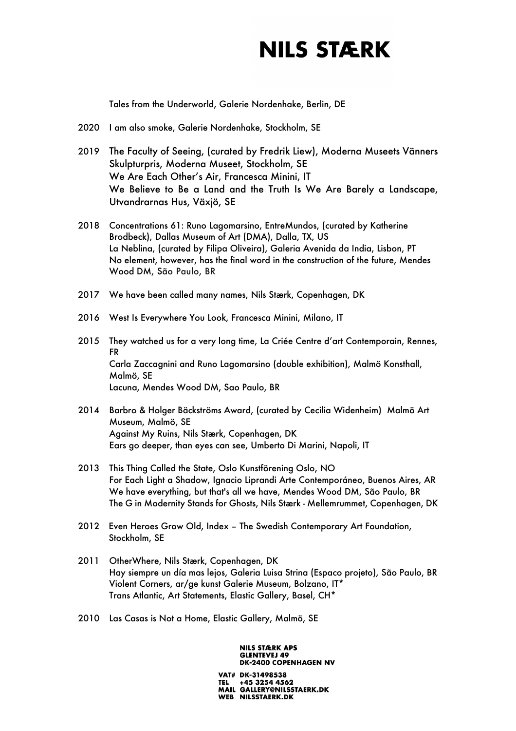Tales from the Underworld, Galerie Nordenhake, Berlin, DE

2020 I am also smoke, Galerie Nordenhake, Stockholm, SE

2019 The Faculty of Seeing, (curated by Fredrik Liew), Moderna Museets Vänners Skulpturpris, Moderna Museet, Stockholm, SE
We Are Each Other's Air, Francesca Minini, IT
We Believe to Be a Land and the Truth Is We Are Barely a Landscape, Utvandrarnas Hus, Växjö, SE

2018 Concentrations 61: Runo Lagomarsino, EntreMundos, (curated by Katherine Brodbeck), Dallas Museum of Art (DMA), Dalla, TX, US
La Neblina, (curated by Filipa Oliveira), Galeria Avenida da India, Lisbon, PT
No element, however, has the final word in the construction of the future, Mendes Wood DM, São Paulo, BR

2017 We have been called many names, Nils Stærk, Copenhagen, DK

2016 West Is Everywhere You Look, Francesca Minini, Milano, IT

2015 They watched us for a very long time, La Criée Centre d'art Contemporain, Rennes, FR
Carla Zaccagnini and Runo Lagomarsino (double exhibition), Malmö Konsthall, Malmö, SE
Lacuna, Mendes Wood DM, Sao Paulo, BR

2014 Barbro & Holger Bäckströms Award, (curated by Cecilia Widenheim) Malmö Art Museum, Malmö, SE
Against My Ruins, Nils Stærk, Copenhagen, DK
Ears go deeper, than eyes can see, Umberto Di Marini, Napoli, IT

2013 This Thing Called the State, Oslo Kunstförening Oslo, NO
For Each Light a Shadow, Ignacio Liprandi Arte Contemporáneo, Buenos Aires, AR
We have everything, but that's all we have, Mendes Wood DM, São Paulo, BR
The G in Modernity Stands for Ghosts, Nils Stærk - Mellemrummet, Copenhagen, DK

2012 Even Heroes Grow Old, Index – The Swedish Contemporary Art Foundation, Stockholm, SE

2011 OtherWhere, Nils Stærk, Copenhagen, DK
Hay siempre un día mas lejos, Galeria Luisa Strina (Espaco projeto), São Paulo, BR
Violent Corners, ar/ge kunst Galerie Museum, Bolzano, IT*
Trans Atlantic, Art Statements, Elastic Gallery, Basel, CH*

2010 Las Casas is Not a Home, Elastic Gallery, Malmö, SE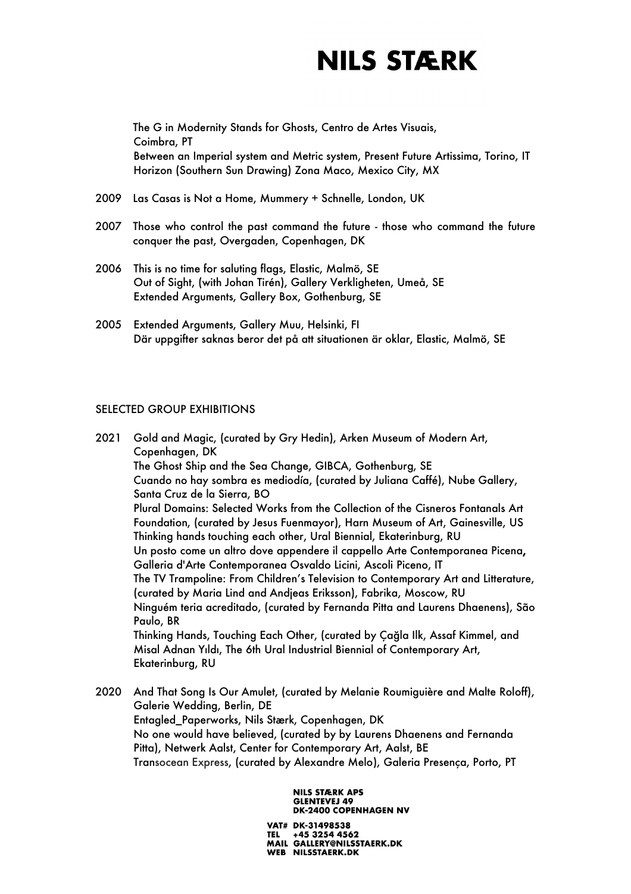The G in Modernity Stands for Ghosts, Centro de Artes Visuais, Coimbra, PT
Between an Imperial system and Metric system, Present Future Artissima, Torino, IT
Horizon (Southern Sun Drawing) Zona Maco, Mexico City, MX

2009 Las Casas is Not a Home, Mummery + Schnelle, London, UK

2007 Those who control the past command the future - those who command the future conquer the past, Overgaden, Copenhagen, DK

2006 This is no time for saluting flags, Elastic, Malmö, SE
Out of Sight, (with Johan Tirén), Gallery Verkligheten, Umeå, SE
Extended Arguments, Gallery Box, Gothenburg, SE

2005 Extended Arguments, Gallery Muu, Helsinki, FI
Där uppgifter saknas beror det på att situationen är oklar, Elastic, Malmö, SE

SELECTED GROUP EXHIBITIONS

2021 Gold and Magic, (curated by Gry Hedin), Arken Museum of Modern Art, Copenhagen, DK
The Ghost Ship and the Sea Change, GIBCA, Gothenburg, SE
Cuando no hay sombra es mediodía, (curated by Juliana Caffé), Nube Gallery, Santa Cruz de la Sierra, BO
Plural Domains: Selected Works from the Collection of the Cisneros Fontanals Art Foundation, (curated by Jesus Fuenmayor), Harn Museum of Art, Gainesville, US
Thinking hands touching each other, Ural Biennial, Ekaterinburg, RU
Un posto come un altro dove appendere il cappello Arte Contemporanea Picena, Galleria d'Arte Contemporanea Osvaldo Licini, Ascoli Piceno, IT
The TV Trampoline: From Children's Television to Contemporary Art and Litterature, (curated by Maria Lind and Andjeas Eriksson), Fabrika, Moscow, RU
Ninguém teria acreditado, (curated by Fernanda Pitta and Laurens Dhaenens), São Paulo, BR
Thinking Hands, Touching Each Other, (curated by Çağla Ilk, Assaf Kimmel, and Misal Adnan Yıldı, The 6th Ural Industrial Biennial of Contemporary Art, Ekaterinburg, RU

2020 And That Song Is Our Amulet, (curated by Melanie Roumiguière and Malte Roloff), Galerie Wedding, Berlin, DE
Entagled_Paperworks, Nils Stærk, Copenhagen, DK
No one would have believed, (curated by by Laurens Dhaenens and Fernanda Pitta), Netwerk Aalst, Center for Contemporary Art, Aalst, BE
Transocean Express, (curated by Alexandre Melo), Galeria Presença, Porto, PT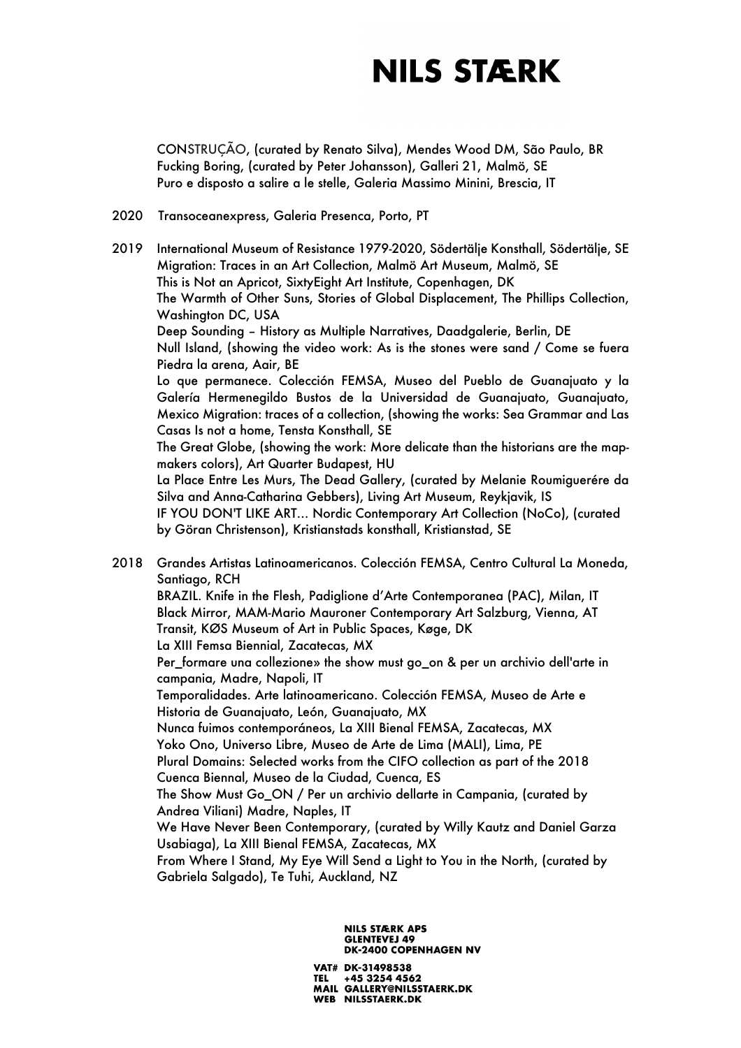CONSTRUÇÃO, (curated by Renato Silva), Mendes Wood DM, São Paulo, BR
Fucking Boring, (curated by Peter Johansson), Galleri 21, Malmö, SE
Puro e disposto a salire a le stelle, Galeria Massimo Minini, Brescia, IT

2020 Transoceanexpress, Galeria Presenca, Porto, PT

2019 International Museum of Resistance 1979-2020, Södertälje Konsthall, Södertälje, SE
Migration: Traces in an Art Collection, Malmö Art Museum, Malmö, SE
This is Not an Apricot, SixtyEight Art Institute, Copenhagen, DK
The Warmth of Other Suns, Stories of Global Displacement, The Phillips Collection, Washington DC, USA
Deep Sounding – History as Multiple Narratives, Daadgalerie, Berlin, DE
Null Island, (showing the video work: As is the stones were sand / Come se fuera Piedra la arena, Aair, BE
Lo que permanece. Colección FEMSA, Museo del Pueblo de Guanajuato y la Galería Hermenegildo Bustos de la Universidad de Guanajuato, Guanajuato, Mexico Migration: traces of a collection, (showing the works: Sea Grammar and Las Casas Is not a home, Tensta Konsthall, SE
The Great Globe, (showing the work: More delicate than the historians are the map-makers colors), Art Quarter Budapest, HU
La Place Entre Les Murs, The Dead Gallery, (curated by Melanie Roumiguerére da Silva and Anna-Catharina Gebbers), Living Art Museum, Reykjavik, IS
IF YOU DON'T LIKE ART... Nordic Contemporary Art Collection (NoCo), (curated by Göran Christenson), Kristianstads konsthall, Kristianstad, SE

2018 Grandes Artistas Latinoamericanos. Colección FEMSA, Centro Cultural La Moneda, Santiago, RCH
BRAZIL. Knife in the Flesh, Padiglione d'Arte Contemporanea (PAC), Milan, IT
Black Mirror, MAM-Mario Mauroner Contemporary Art Salzburg, Vienna, AT
Transit, KØS Museum of Art in Public Spaces, Køge, DK
La XIII Femsa Biennial, Zacatecas, MX
Per_formare una collezione» the show must go_on & per un archivio dell'arte in campania, Madre, Napoli, IT
Temporalidades. Arte latinoamericano. Colección FEMSA, Museo de Arte e Historia de Guanajuato, León, Guanajuato, MX
Nunca fuimos contemporáneos, La XIII Bienal FEMSA, Zacatecas, MX
Yoko Ono, Universo Libre, Museo de Arte de Lima (MALI), Lima, PE
Plural Domains: Selected works from the CIFO collection as part of the 2018 Cuenca Biennal, Museo de la Ciudad, Cuenca, ES
The Show Must Go_ON / Per un archivio dellarte in Campania, (curated by Andrea Viliani) Madre, Naples, IT
We Have Never Been Contemporary, (curated by Willy Kautz and Daniel Garza Usabiaga), La XIII Bienal FEMSA, Zacatecas, MX
From Where I Stand, My Eye Will Send a Light to You in the North, (curated by Gabriela Salgado), Te Tuhi, Auckland, NZ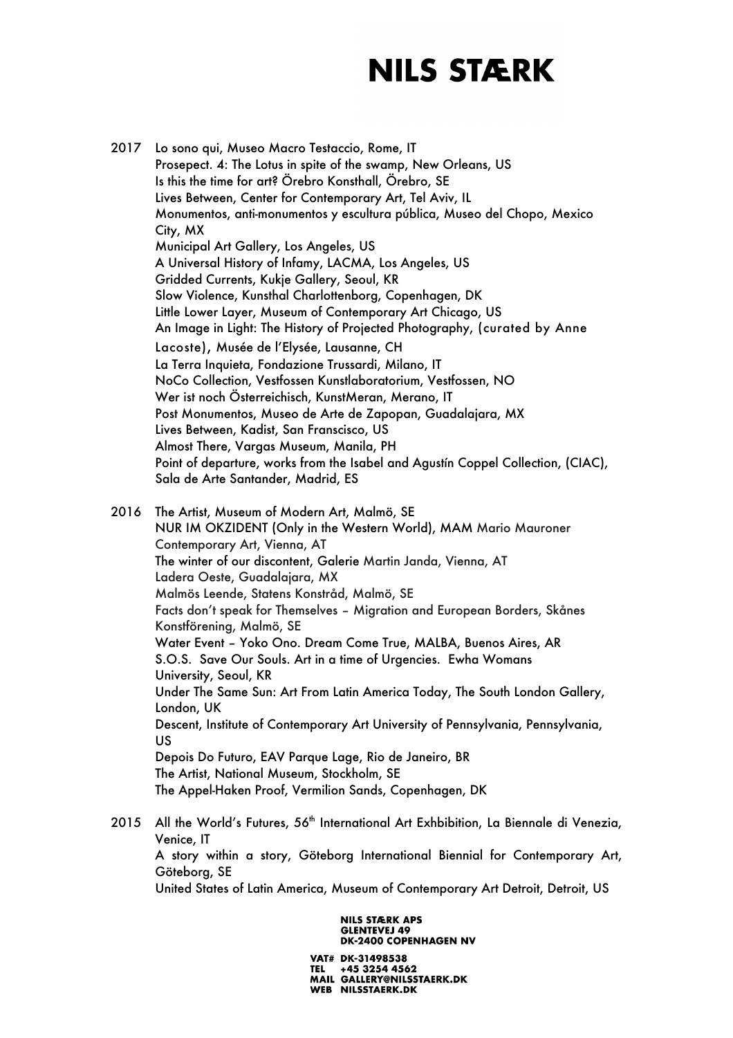2017 Lo sono qui, Museo Macro Testaccio, Rome, IT
Prosepect. 4: The Lotus in spite of the swamp, New Orleans, US
Is this the time for art? Örebro Konsthall, Örebro, SE
Lives Between, Center for Contemporary Art, Tel Aviv, IL
Monumentos, anti-monumentos y escultura pública, Museo del Chopo, Mexico City, MX
Municipal Art Gallery, Los Angeles, US
A Universal History of Infamy, LACMA, Los Angeles, US
Gridded Currents, Kukje Gallery, Seoul, KR
Slow Violence, Kunsthal Charlottenborg, Copenhagen, DK
Little Lower Layer, Museum of Contemporary Art Chicago, US
An Image in Light: The History of Projected Photography, (curated by Anne Lacoste), Musée de l'Elysée, Lausanne, CH
La Terra Inquieta, Fondazione Trussardi, Milano, IT
NoCo Collection, Vestfossen Kunstlaboratorium, Vestfossen, NO
Wer ist noch Österreichisch, KunstMeran, Merano, IT
Post Monumentos, Museo de Arte de Zapopan, Guadalajara, MX
Lives Between, Kadist, San Franscisco, US
Almost There, Vargas Museum, Manila, PH
Point of departure, works from the Isabel and Agustín Coppel Collection, (CIAC), Sala de Arte Santander, Madrid, ES

2016 The Artist, Museum of Modern Art, Malmö, SE
NUR IM OKZIDENT (Only in the Western World), MAM Mario Mauroner Contemporary Art, Vienna, AT
The winter of our discontent, Galerie Martin Janda, Vienna, AT
Ladera Oeste, Guadalajara, MX
Malmös Leende, Statens Konstråd, Malmö, SE
Facts don't speak for Themselves – Migration and European Borders, Skånes Konstförening, Malmö, SE
Water Event – Yoko Ono. Dream Come True, MALBA, Buenos Aires, AR
S.O.S. Save Our Souls. Art in a time of Urgencies. Ewha Womans University, Seoul, KR
Under The Same Sun: Art From Latin America Today, The South London Gallery, London, UK
Descent, Institute of Contemporary Art University of Pennsylvania, Pennsylvania, US
Depois Do Futuro, EAV Parque Lage, Rio de Janeiro, BR
The Artist, National Museum, Stockholm, SE
The Appel-Haken Proof, Vermilion Sands, Copenhagen, DK

2015 All the World's Futures, 56th International Art Exhbibition, La Biennale di Venezia, Venice, IT
A story within a story, Göteborg International Biennial for Contemporary Art, Göteborg, SE
United States of Latin America, Museum of Contemporary Art Detroit, Detroit, US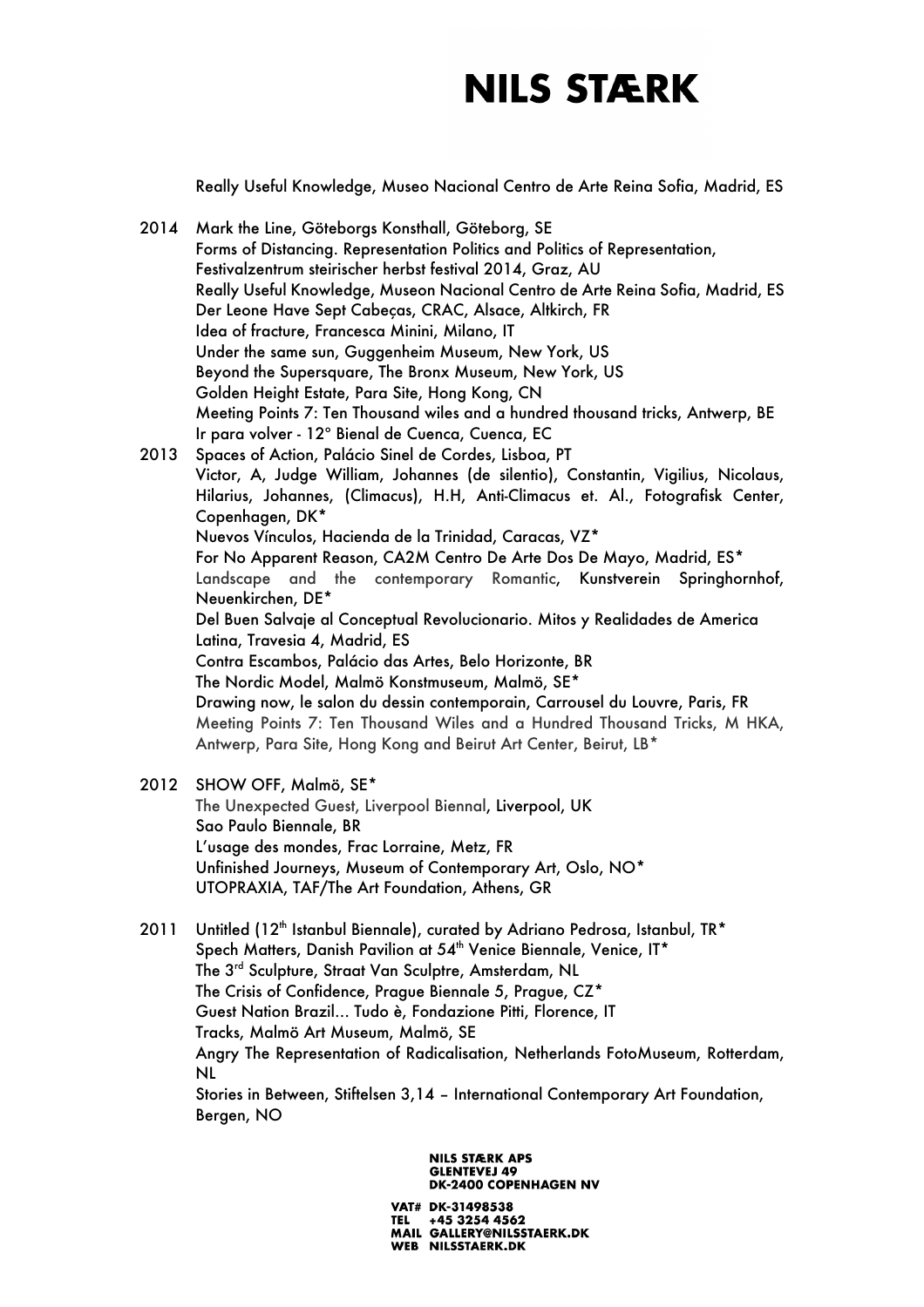Really Useful Knowledge, Museo Nacional Centro de Arte Reina Sofia, Madrid, ES

2014 Mark the Line, Göteborgs Konsthall, Göteborg, SE
Forms of Distancing. Representation Politics and Politics of Representation, Festivalzentrum steirischer herbst festival 2014, Graz, AU
Really Useful Knowledge, Museon Nacional Centro de Arte Reina Sofia, Madrid, ES
Der Leone Have Sept Cabeças, CRAC, Alsace, Altkirch, FR
Idea of fracture, Francesca Minini, Milano, IT
Under the same sun, Guggenheim Museum, New York, US
Beyond the Supersquare, The Bronx Museum, New York, US
Golden Height Estate, Para Site, Hong Kong, CN
Meeting Points 7: Ten Thousand wiles and a hundred thousand tricks, Antwerp, BE
Ir para volver - 12° Bienal de Cuenca, Cuenca, EC

2013 Spaces of Action, Palácio Sinel de Cordes, Lisboa, PT
Victor, A, Judge William, Johannes (de silentio), Constantin, Vigilius, Nicolaus, Hilarius, Johannes, (Climacus), H.H, Anti-Climacus et. Al., Fotografisk Center, Copenhagen, DK*
Nuevos Vínculos, Hacienda de la Trinidad, Caracas, VZ*
For No Apparent Reason, CA2M Centro De Arte Dos De Mayo, Madrid, ES*
Landscape and the contemporary Romantic, Kunstverein Springhornhof, Neuenkirchen, DE*
Del Buen Salvaje al Conceptual Revolucionario. Mitos y Realidades de America Latina, Travesia 4, Madrid, ES
Contra Escambos, Palácio das Artes, Belo Horizonte, BR
The Nordic Model, Malmö Konstmuseum, Malmö, SE*
Drawing now, le salon du dessin contemporain, Carrousel du Louvre, Paris, FR
Meeting Points 7: Ten Thousand Wiles and a Hundred Thousand Tricks, M HKA, Antwerp, Para Site, Hong Kong and Beirut Art Center, Beirut, LB*

2012 SHOW OFF, Malmö, SE*
The Unexpected Guest, Liverpool Biennal, Liverpool, UK
Sao Paulo Biennale, BR
L'usage des mondes, Frac Lorraine, Metz, FR
Unfinished Journeys, Museum of Contemporary Art, Oslo, NO*
UTOPRAXIA, TAF/The Art Foundation, Athens, GR

2011 Untitled (12th Istanbul Biennale), curated by Adriano Pedrosa, Istanbul, TR*
Spech Matters, Danish Pavilion at 54th Venice Biennale, Venice, IT*
The 3rd Sculpture, Straat Van Sculptre, Amsterdam, NL
The Crisis of Confidence, Prague Biennale 5, Prague, CZ*
Guest Nation Brazil… Tudo è, Fondazione Pitti, Florence, IT
Tracks, Malmö Art Museum, Malmö, SE
Angry The Representation of Radicalisation, Netherlands FotoMuseum, Rotterdam, NL
Stories in Between, Stiftelsen 3,14 – International Contemporary Art Foundation, Bergen, NO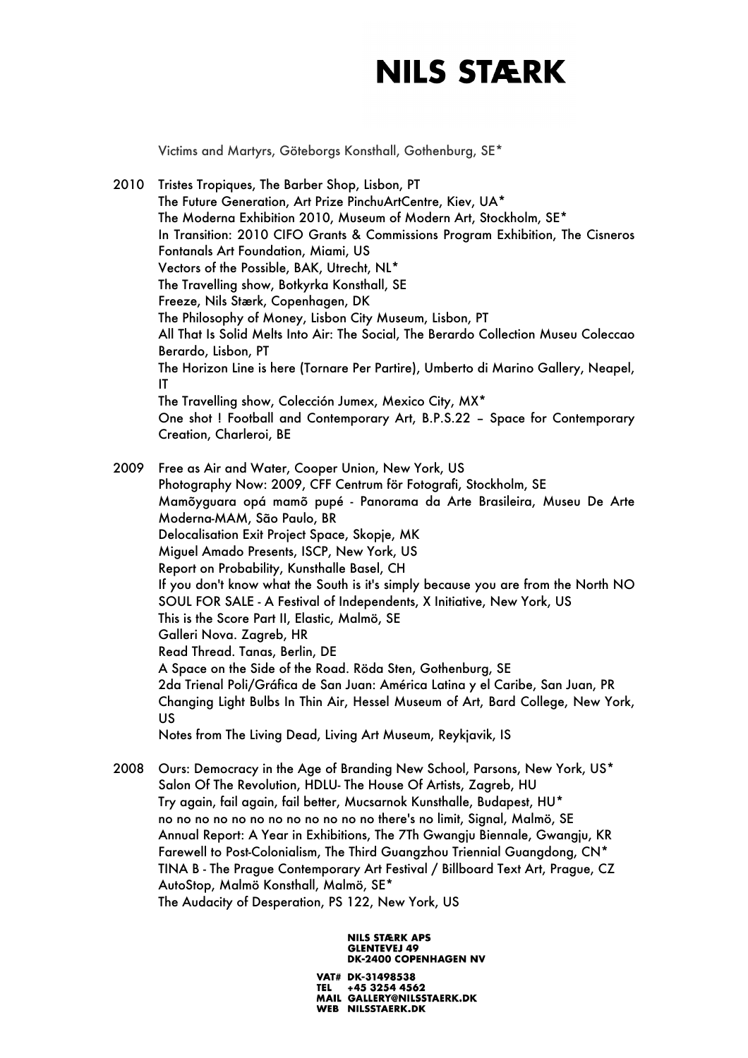Victims and Martyrs, Göteborgs Konsthall, Gothenburg, SE*

2010 Tristes Tropiques, The Barber Shop, Lisbon, PT
The Future Generation, Art Prize PinchuArtCentre, Kiev, UA*
The Moderna Exhibition 2010, Museum of Modern Art, Stockholm, SE*
In Transition: 2010 CIFO Grants & Commissions Program Exhibition, The Cisneros Fontanals Art Foundation, Miami, US
Vectors of the Possible, BAK, Utrecht, NL*
The Travelling show, Botkyrka Konsthall, SE
Freeze, Nils Stærk, Copenhagen, DK
The Philosophy of Money, Lisbon City Museum, Lisbon, PT
All That Is Solid Melts Into Air: The Social, The Berardo Collection Museu Coleccao Berardo, Lisbon, PT
The Horizon Line is here (Tornare Per Partire), Umberto di Marino Gallery, Neapel, IT
The Travelling show, Colección Jumex, Mexico City, MX*
One shot ! Football and Contemporary Art, B.P.S.22 – Space for Contemporary Creation, Charleroi, BE

2009 Free as Air and Water, Cooper Union, New York, US
Photography Now: 2009, CFF Centrum för Fotografi, Stockholm, SE
Mamõyguara opá mamõ pupé - Panorama da Arte Brasileira, Museu De Arte Moderna-MAM, São Paulo, BR
Delocalisation Exit Project Space, Skopje, MK
Miguel Amado Presents, ISCP, New York, US
Report on Probability, Kunsthalle Basel, CH
If you don't know what the South is it's simply because you are from the North NO
SOUL FOR SALE - A Festival of Independents, X Initiative, New York, US
This is the Score Part II, Elastic, Malmö, SE
Galleri Nova. Zagreb, HR
Read Thread. Tanas, Berlin, DE
A Space on the Side of the Road. Röda Sten, Gothenburg, SE
2da Trienal Poli/Gráfica de San Juan: América Latina y el Caribe, San Juan, PR
Changing Light Bulbs In Thin Air, Hessel Museum of Art, Bard College, New York, US
Notes from The Living Dead, Living Art Museum, Reykjavik, IS

2008 Ours: Democracy in the Age of Branding New School, Parsons, New York, US*
Salon Of The Revolution, HDLU- The House Of Artists, Zagreb, HU
Try again, fail again, fail better, Mucsarnok Kunsthalle, Budapest, HU*
no no no no no no no no no no no no there's no limit, Signal, Malmö, SE
Annual Report: A Year in Exhibitions, The 7Th Gwangju Biennale, Gwangju, KR
Farewell to Post-Colonialism, The Third Guangzhou Triennial Guangdong, CN*
TINA B - The Prague Contemporary Art Festival / Billboard Text Art, Prague, CZ
AutoStop, Malmö Konsthall, Malmö, SE*
The Audacity of Desperation, PS 122, New York, US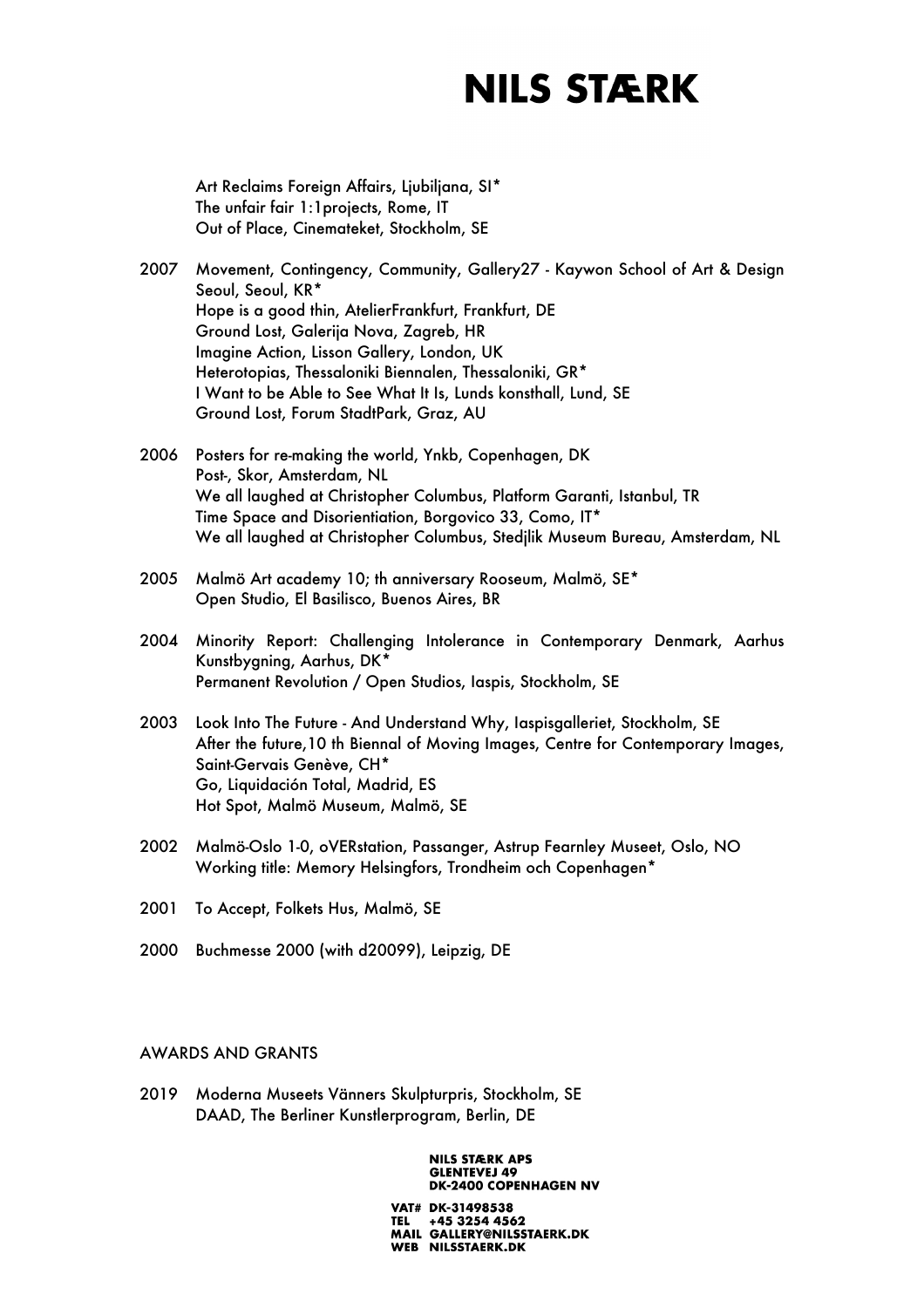Art Reclaims Foreign Affairs, Ljubiljana, SI*
The unfair fair 1:1projects, Rome, IT
Out of Place, Cinemateket, Stockholm, SE

2007 Movement, Contingency, Community, Gallery27 - Kaywon School of Art & Design Seoul, Seoul, KR*
Hope is a good thin, AtelierFrankfurt, Frankfurt, DE
Ground Lost, Galerija Nova, Zagreb, HR
Imagine Action, Lisson Gallery, London, UK
Heterotopias, Thessaloniki Biennalen, Thessaloniki, GR*
I Want to be Able to See What It Is, Lunds konsthall, Lund, SE
Ground Lost, Forum StadtPark, Graz, AU

2006 Posters for re-making the world, Ynkb, Copenhagen, DK
Post-, Skor, Amsterdam, NL
We all laughed at Christopher Columbus, Platform Garanti, Istanbul, TR
Time Space and Disorientiation, Borgovico 33, Como, IT*
We all laughed at Christopher Columbus, Stedjlik Museum Bureau, Amsterdam, NL

2005 Malmö Art academy 10; th anniversary Rooseum, Malmö, SE*
Open Studio, El Basilisco, Buenos Aires, BR

2004 Minority Report: Challenging Intolerance in Contemporary Denmark, Aarhus Kunstbygning, Aarhus, DK*
Permanent Revolution / Open Studios, Iaspis, Stockholm, SE

2003 Look Into The Future - And Understand Why, Iaspisgalleriet, Stockholm, SE
After the future,10 th Biennal of Moving Images, Centre for Contemporary Images, Saint-Gervais Genève, CH*
Go, Liquidación Total, Madrid, ES
Hot Spot, Malmö Museum, Malmö, SE

2002 Malmö-Oslo 1-0, oVERstation, Passanger, Astrup Fearnley Museet, Oslo, NO
Working title: Memory Helsingfors, Trondheim och Copenhagen*

2001 To Accept, Folkets Hus, Malmö, SE

2000 Buchmesse 2000 (with d20099), Leipzig, DE

## AWARDS AND GRANTS

2019 Moderna Museets Vänners Skulpturpris, Stockholm, SE
DAAD, The Berliner Kunstlerprogram, Berlin, DE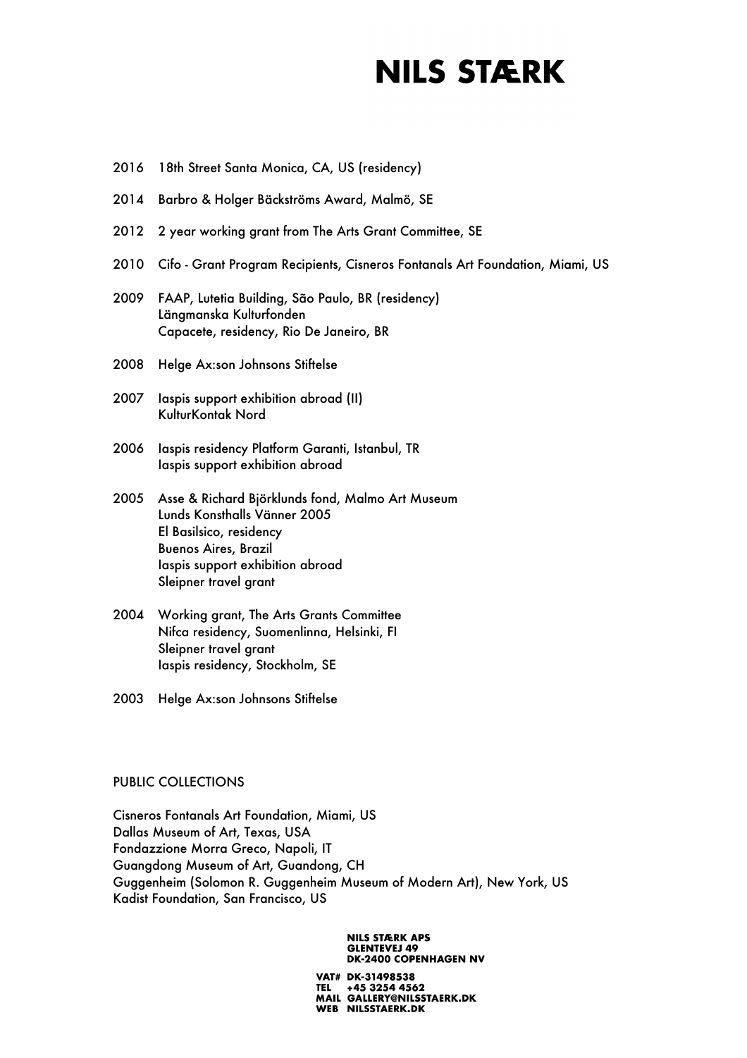2016 18th Street Santa Monica, CA, US (residency)

2014 Barbro & Holger Bäckströms Award, Malmö, SE

2012 2 year working grant from The Arts Grant Committee, SE

2010 Cifo - Grant Program Recipients, Cisneros Fontanals Art Foundation, Miami, US

2009 FAAP, Lutetia Building, São Paulo, BR (residency)
Längmanska Kulturfonden
Capacete, residency, Rio De Janeiro, BR

2008 Helge Ax:son Johnsons Stiftelse

2007 Iaspis support exhibition abroad (II)
KulturKontak Nord

2006 Iaspis residency Platform Garanti, Istanbul, TR
Iaspis support exhibition abroad

2005 Asse & Richard Björklunds fond, Malmo Art Museum
Lunds Konsthalls Vänner 2005
El Basilsico, residency
Buenos Aires, Brazil
Iaspis support exhibition abroad
Sleipner travel grant

2004 Working grant, The Arts Grants Committee
Nifca residency, Suomenlinna, Helsinki, FI
Sleipner travel grant
Iaspis residency, Stockholm, SE

2003 Helge Ax:son Johnsons Stiftelse

PUBLIC COLLECTIONS

Cisneros Fontanals Art Foundation, Miami, US
Dallas Museum of Art, Texas, USA
Fondazzione Morra Greco, Napoli, IT
Guangdong Museum of Art, Guandong, CH
Guggenheim (Solomon R. Guggenheim Museum of Modern Art), New York, US
Kadist Foundation, San Francisco, US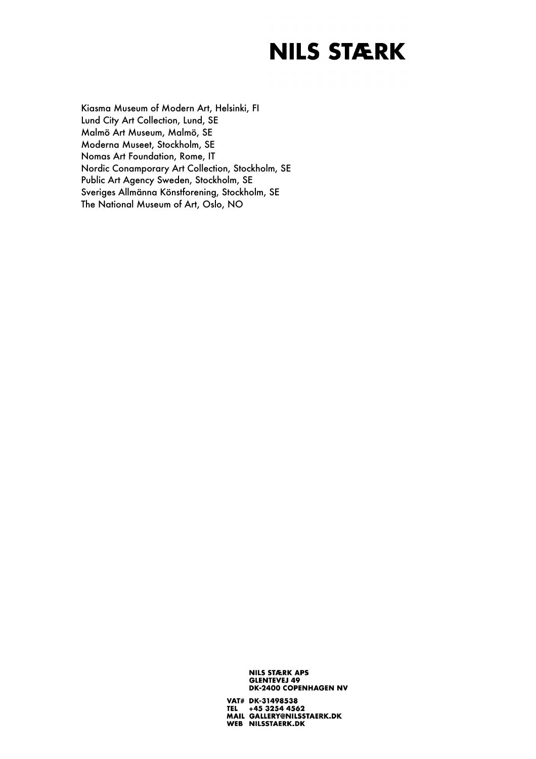Kiasma Museum of Modern Art, Helsinki, FI
Lund City Art Collection, Lund, SE
Malmö Art Museum, Malmö, SE
Moderna Museet, Stockholm, SE
Nomas Art Foundation, Rome, IT
Nordic Conamporary Art Collection, Stockholm, SE
Public Art Agency Sweden, Stockholm, SE
Sveriges Allmänna Könstforening, Stockholm, SE
The National Museum of Art, Oslo, NO